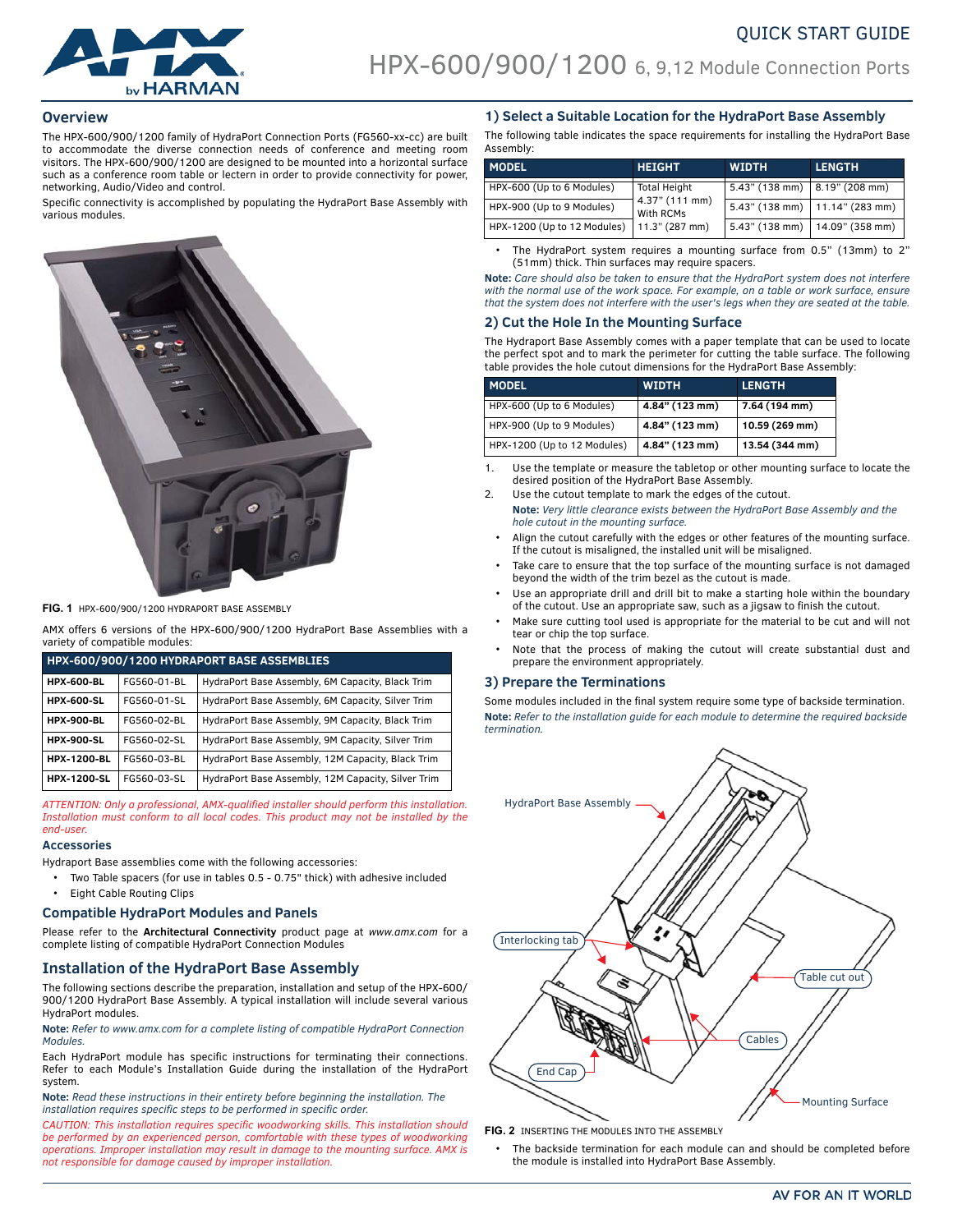# QUICK START GUIDE

# HPX-600/900/1200 6, 9,12 Module Connection Ports

## Overview

The HPX-600/900/1200 family of HydraPort Connection Ports (FG560-xx-cc) are built to accommodate the diverse connection needs of conference and meeting room visitors. The HPX-600/900/1200 are designed to be mounted into a horizontal surface such as a conference room table or lectern in order to provide connectivity for power, networking, Audio/Video and control.

Specific connectivity is accomplished by populating the HydraPort Base Assembly with various modules.

**FIG. 1** HPX-600/900/1200 HYDRAPORT BASE ASSEMBLY

AMX offers 6 versions of the HPX-600/900/1200 HydraPort Base Assemblies with a variety of compatible modules:

| HPX-600/900/1200 HYDRAPORT BASE ASSEMBLIES | | |
|---|---|---|
| **HPX-600-BL** | FG560-01-BL | HydraPort Base Assembly, 6M Capacity, Black Trim |
| **HPX-600-SL** | FG560-01-SL | HydraPort Base Assembly, 6M Capacity, Silver Trim |
| **HPX-900-BL** | FG560-02-BL | HydraPort Base Assembly, 9M Capacity, Black Trim |
| **HPX-900-SL** | FG560-02-SL | HydraPort Base Assembly, 9M Capacity, Silver Trim |
| **HPX-1200-BL** | FG560-03-BL | HydraPort Base Assembly, 12M Capacity, Black Trim |
| **HPX-1200-SL** | FG560-03-SL | HydraPort Base Assembly, 12M Capacity, Silver Trim |

*ATTENTION: Only a professional, AMX-qualified installer should perform this installation. Installation must conform to all local codes. This product may not be installed by the end-user.*

### Accessories

Hydraport Base assemblies come with the following accessories:

- Two Table spacers (for use in tables 0.5 - 0.75" thick) with adhesive included
- Eight Cable Routing Clips

### Compatible HydraPort Modules and Panels

Please refer to the **Architectural Connectivity** product page at *www.amx.com* for a complete listing of compatible HydraPort Connection Modules

## Installation of the HydraPort Base Assembly

The following sections describe the preparation, installation and setup of the HPX-600/900/1200 HydraPort Base Assembly. A typical installation will include several various HydraPort modules.

**Note:** *Refer to www.amx.com for a complete listing of compatible HydraPort Connection Modules.*

Each HydraPort module has specific instructions for terminating their connections. Refer to each Module's Installation Guide during the installation of the HydraPort system.

**Note:** *Read these instructions in their entirety before beginning the installation. The installation requires specific steps to be performed in specific order.*

*CAUTION: This installation requires specific woodworking skills. This installation should be performed by an experienced person, comfortable with these types of woodworking operations. Improper installation may result in damage to the mounting surface. AMX is not responsible for damage caused by improper installation.*

### 1) Select a Suitable Location for the HydraPort Base Assembly

The following table indicates the space requirements for installing the HydraPort Base Assembly:

| MODEL | HEIGHT | WIDTH | LENGTH |
|---|---|---|---|
| HPX-600 (Up to 6 Modules) | Total Height 4.37" (111 mm) With RCMs 11.3" (287 mm) | 5.43" (138 mm) | 8.19" (208 mm) |
| HPX-900 (Up to 9 Modules) | | 5.43" (138 mm) | 11.14" (283 mm) |
| HPX-1200 (Up to 12 Modules) | | 5.43" (138 mm) | 14.09" (358 mm) |

- The HydraPort system requires a mounting surface from 0.5" (13mm) to 2" (51mm) thick. Thin surfaces may require spacers.

**Note:** *Care should also be taken to ensure that the HydraPort system does not interfere with the normal use of the work space. For example, on a table or work surface, ensure that the system does not interfere with the user's legs when they are seated at the table.*

### 2) Cut the Hole In the Mounting Surface

The Hydraport Base Assembly comes with a paper template that can be used to locate the perfect spot and to mark the perimeter for cutting the table surface. The following table provides the hole cutout dimensions for the HydraPort Base Assembly:

| MODEL | WIDTH | LENGTH |
|---|---|---|
| HPX-600 (Up to 6 Modules) | **4.84" (123 mm)** | **7.64 (194 mm)** |
| HPX-900 (Up to 9 Modules) | **4.84" (123 mm)** | **10.59 (269 mm)** |
| HPX-1200 (Up to 12 Modules) | **4.84" (123 mm)** | **13.54 (344 mm)** |

1. Use the template or measure the tabletop or other mounting surface to locate the desired position of the HydraPort Base Assembly.
2. Use the cutout template to mark the edges of the cutout.

   **Note:** *Very little clearance exists between the HydraPort Base Assembly and the hole cutout in the mounting surface.*

- Align the cutout carefully with the edges or other features of the mounting surface. If the cutout is misaligned, the installed unit will be misaligned.
- Take care to ensure that the top surface of the mounting surface is not damaged beyond the width of the trim bezel as the cutout is made.
- Use an appropriate drill and drill bit to make a starting hole within the boundary of the cutout. Use an appropriate saw, such as a jigsaw to finish the cutout.
- Make sure cutting tool used is appropriate for the material to be cut and will not tear or chip the top surface.
- Note that the process of making the cutout will create substantial dust and prepare the environment appropriately.

### 3) Prepare the Terminations

Some modules included in the final system require some type of backside termination.

**Note:** *Refer to the installation guide for each module to determine the required backside termination.*

**FIG. 2** INSERTING THE MODULES INTO THE ASSEMBLY

- The backside termination for each module can and should be completed before the module is installed into HydraPort Base Assembly.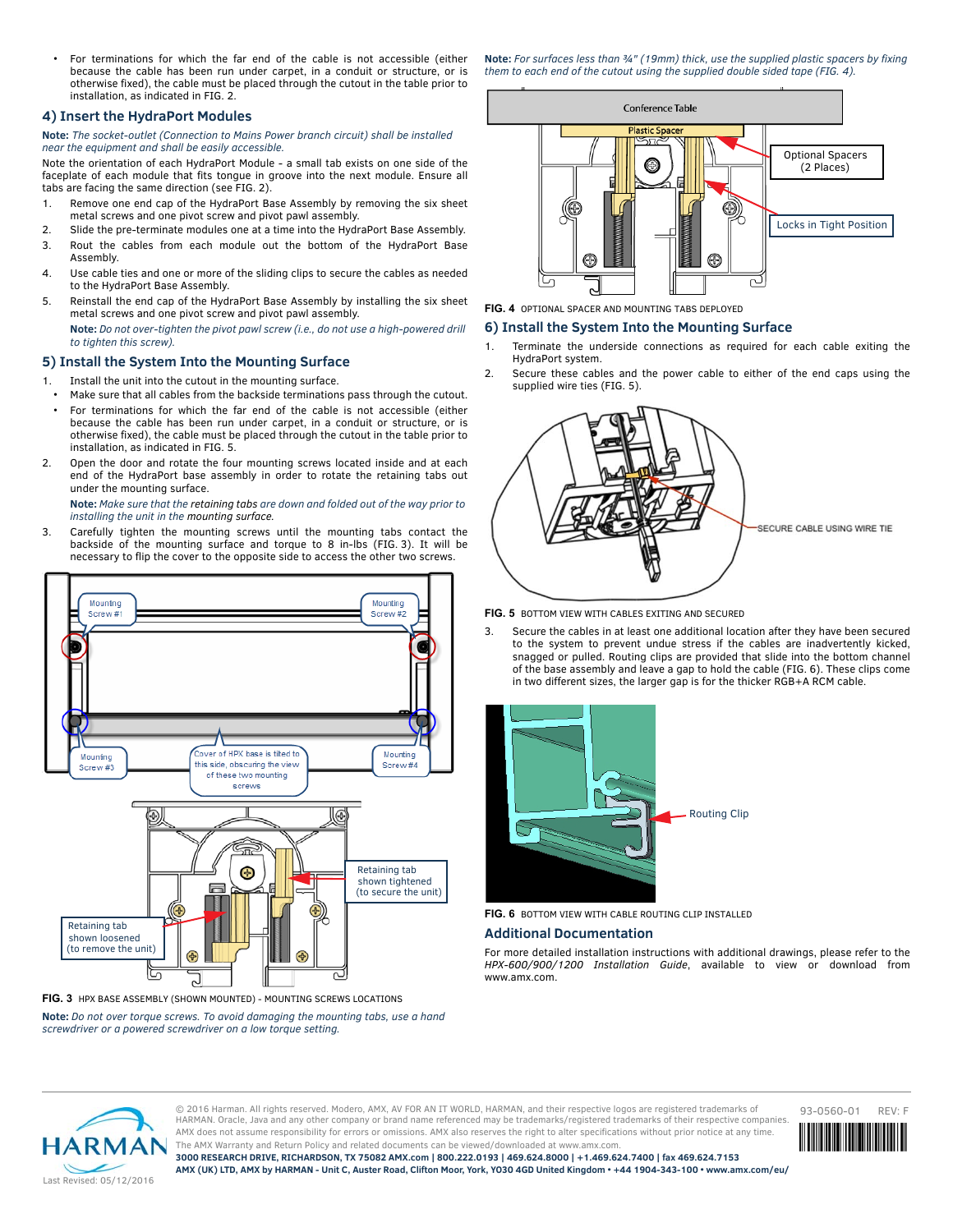- For terminations for which the far end of the cable is not accessible (either because the cable has been run under carpet, in a conduit or structure, or is otherwise fixed), the cable must be placed through the cutout in the table prior to installation, as indicated in FIG. 2.

## 4) Insert the HydraPort Modules

**Note:** *The socket-outlet (Connection to Mains Power branch circuit) shall be installed near the equipment and shall be easily accessible.*

Note the orientation of each HydraPort Module - a small tab exists on one side of the faceplate of each module that fits tongue in groove into the next module. Ensure all tabs are facing the same direction (see FIG. 2).

1. Remove one end cap of the HydraPort Base Assembly by removing the six sheet metal screws and one pivot screw and pivot pawl assembly.
2. Slide the pre-terminate modules one at a time into the HydraPort Base Assembly.
3. Rout the cables from each module out the bottom of the HydraPort Base Assembly.
4. Use cable ties and one or more of the sliding clips to secure the cables as needed to the HydraPort Base Assembly.
5. Reinstall the end cap of the HydraPort Base Assembly by installing the six sheet metal screws and one pivot screw and pivot pawl assembly.

   **Note:** *Do not over-tighten the pivot pawl screw (i.e., do not use a high-powered drill to tighten this screw).*

## 5) Install the System Into the Mounting Surface

1. Install the unit into the cutout in the mounting surface.
   - Make sure that all cables from the backside terminations pass through the cutout.
   - For terminations for which the far end of the cable is not accessible (either because the cable has been run under carpet, in a conduit or structure, or is otherwise fixed), the cable must be placed through the cutout in the table prior to installation, as indicated in FIG. 5.
2. Open the door and rotate the four mounting screws located inside and at each end of the HydraPort base assembly in order to rotate the retaining tabs out under the mounting surface.

   **Note:** *Make sure that the* retaining tabs *are down and folded out of the way prior to installing the unit in the* mounting surface.
3. Carefully tighten the mounting screws until the mounting tabs contact the backside of the mounting surface and torque to 8 in-lbs (FIG. 3). It will be necessary to flip the cover to the opposite side to access the other two screws.

Mounting Screw #1
Mounting Screw #2
Mounting Screw #3
Cover of HPX base is tilted to this side, obscuring the view of these two mounting screws
Mounting Screw #4
Retaining tab shown tightened (to secure the unit)
Retaining tab shown loosened (to remove the unit)

**FIG. 3** HPX BASE ASSEMBLY (SHOWN MOUNTED) - MOUNTING SCREWS LOCATIONS

**Note:** *Do not over torque screws. To avoid damaging the mounting tabs, use a hand screwdriver or a powered screwdriver on a low torque setting.*

**Note:** *For surfaces less than ¾" (19mm) thick, use the supplied plastic spacers by fixing them to each end of the cutout using the supplied double sided tape (FIG. 4).*

Conference Table
Plastic Spacer
Optional Spacers (2 Places)
Locks in Tight Position

**FIG. 4** OPTIONAL SPACER AND MOUNTING TABS DEPLOYED

## 6) Install the System Into the Mounting Surface

1. Terminate the underside connections as required for each cable exiting the HydraPort system.
2. Secure these cables and the power cable to either of the end caps using the supplied wire ties (FIG. 5).

SECURE CABLE USING WIRE TIE

**FIG. 5** BOTTOM VIEW WITH CABLES EXITING AND SECURED

3. Secure the cables in at least one additional location after they have been secured to the system to prevent undue stress if the cables are inadvertently kicked, snagged or pulled. Routing clips are provided that slide into the bottom channel of the base assembly and leave a gap to hold the cable (FIG. 6). These clips come in two different sizes, the larger gap is for the thicker RGB+A RCM cable.

Routing Clip

**FIG. 6** BOTTOM VIEW WITH CABLE ROUTING CLIP INSTALLED

## Additional Documentation

For more detailed installation instructions with additional drawings, please refer to the *HPX-600/900/1200 Installation Guide*, available to view or download from www.amx.com.

© 2016 Harman. All rights reserved. Modero, AMX, AV FOR AN IT WORLD, HARMAN, and their respective logos are registered trademarks of HARMAN. Oracle, Java and any other company or brand name referenced may be trademarks/registered trademarks of their respective companies. AMX does not assume responsibility for errors or omissions. AMX also reserves the right to alter specifications without prior notice at any time. The AMX Warranty and Return Policy and related documents can be viewed/downloaded at www.amx.com.

**3000 RESEARCH DRIVE, RICHARDSON, TX 75082 AMX.com | 800.222.0193 | 469.624.8000 | +1.469.624.7400 | fax 469.624.7153**

**AMX (UK) LTD, AMX by HARMAN - Unit C, Auster Road, Clifton Moor, York, YO30 4GD United Kingdom • +44 1904-343-100 • www.amx.com/eu/**

93-0560-01 REV: F

Last Revised: 05/12/2016